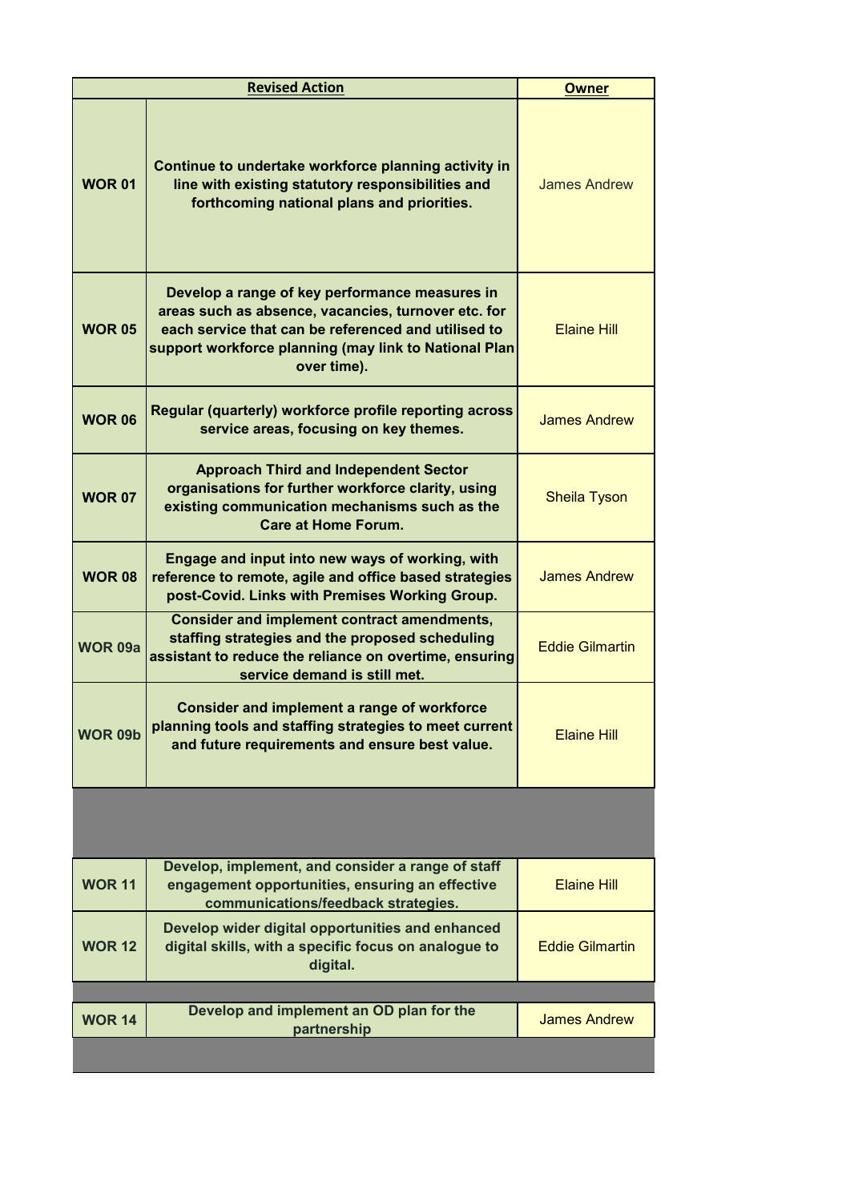| Revised Action | | Owner |
|---|---|---|
| **WOR 01** | **Continue to undertake workforce planning activity in line with existing statutory responsibilities and forthcoming national plans and priorities.** | James Andrew |
| **WOR 05** | **Develop a range of key performance measures in areas such as absence, vacancies, turnover etc. for each service that can be referenced and utilised to support workforce planning (may link to National Plan over time).** | Elaine Hill |
| **WOR 06** | **Regular (quarterly) workforce profile reporting across service areas, focusing on key themes.** | James Andrew |
| **WOR 07** | **Approach Third and Independent Sector organisations for further workforce clarity, using existing communication mechanisms such as the Care at Home Forum.** | Sheila Tyson |
| **WOR 08** | **Engage and input into new ways of working, with reference to remote, agile and office based strategies post-Covid. Links with Premises Working Group.** | James Andrew |
| **WOR 09a** | **Consider and implement contract amendments, staffing strategies and the proposed scheduling assistant to reduce the reliance on overtime, ensuring service demand is still met.** | Eddie Gilmartin |
| **WOR 09b** | **Consider and implement a range of workforce planning tools and staffing strategies to meet current and future requirements and ensure best value.** | Elaine Hill |
| | | |
| **WOR 11** | **Develop, implement, and consider a range of staff engagement opportunities, ensuring an effective communications/feedback strategies.** | Elaine Hill |
| **WOR 12** | **Develop wider digital opportunities and enhanced digital skills, with a specific focus on analogue to digital.** | Eddie Gilmartin |
| | | |
| **WOR 14** | **Develop and implement an OD plan for the partnership** | James Andrew |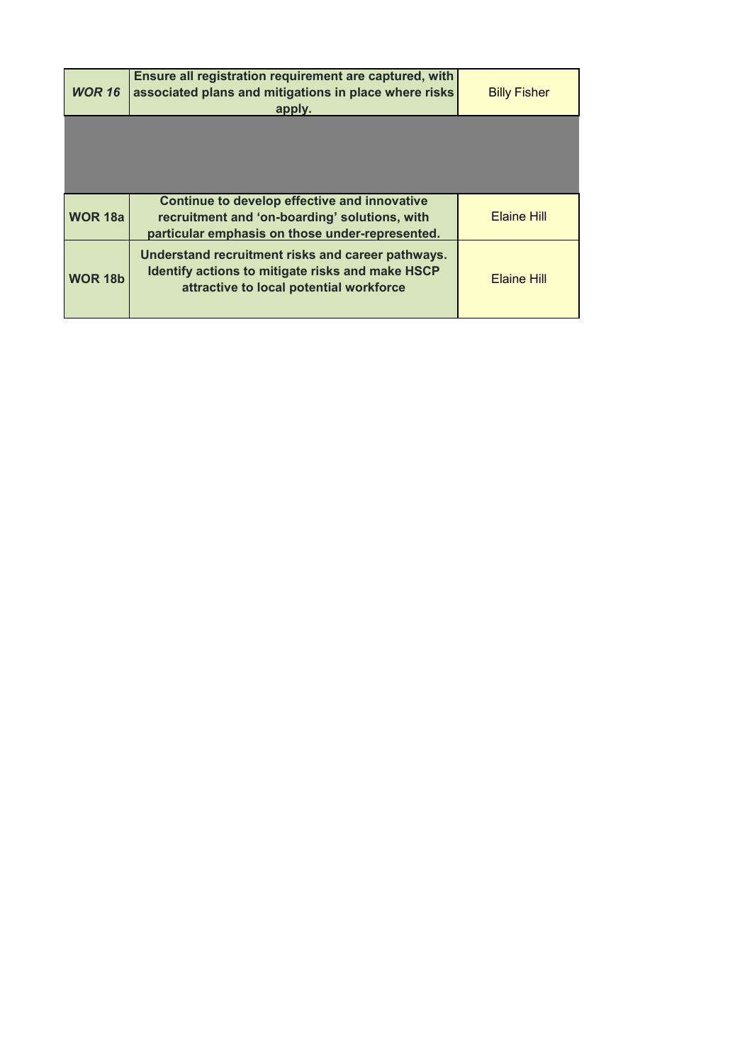| | | |
|---|---|---|
| ***WOR 16*** | **Ensure all registration requirement are captured, with associated plans and mitigations in place where risks apply.** | Billy Fisher |
| | | |
| **WOR 18a** | **Continue to develop effective and innovative recruitment and 'on-boarding' solutions, with particular emphasis on those under-represented.** | Elaine Hill |
| **WOR 18b** | **Understand recruitment risks and career pathways. Identify actions to mitigate risks and make HSCP attractive to local potential workforce** | Elaine Hill |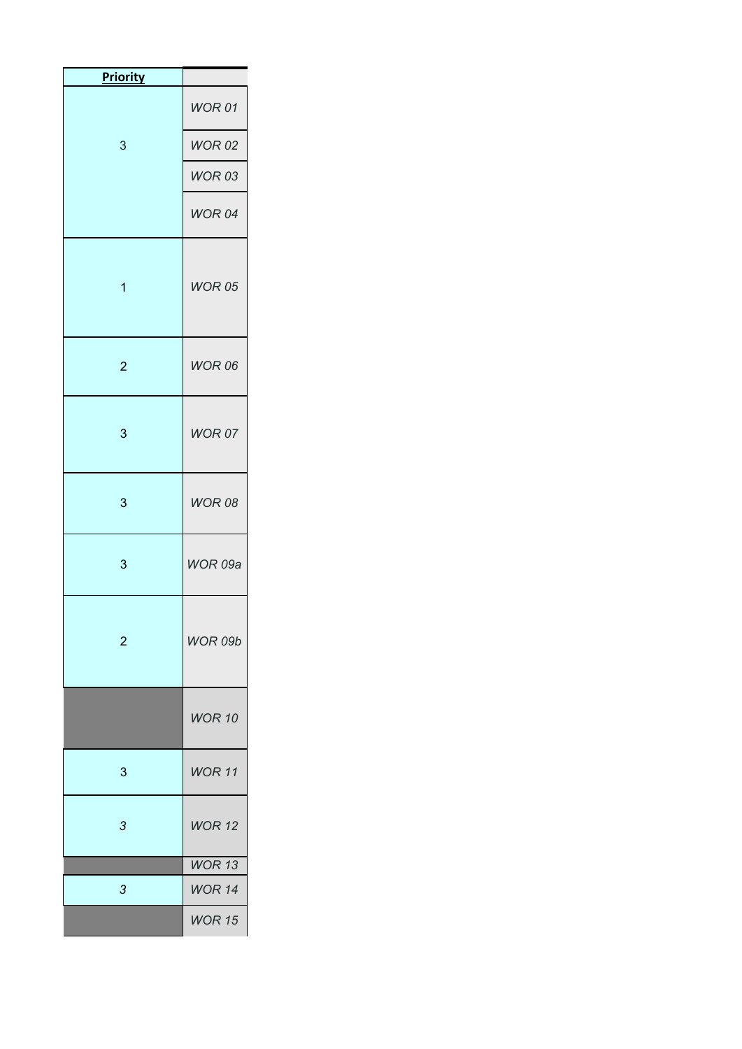| **Priority** | |
| --- | --- |
| 3 | *WOR 01* |
| | *WOR 02* |
| | *WOR 03* |
| | *WOR 04* |
| 1 | *WOR 05* |
| 2 | *WOR 06* |
| 3 | *WOR 07* |
| 3 | *WOR 08* |
| 3 | *WOR 09a* |
| 2 | *WOR 09b* |
| | *WOR 10* |
| 3 | *WOR 11* |
| *3* | *WOR 12* |
| | *WOR 13* |
| *3* | *WOR 14* |
| | *WOR 15* |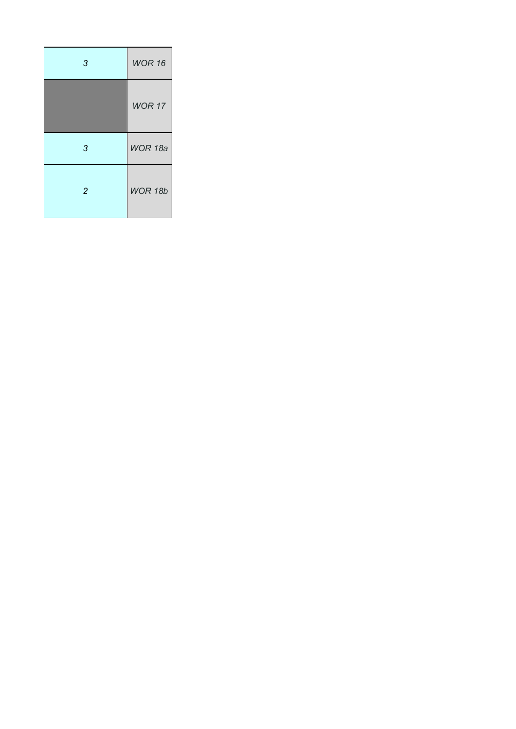| | |
|---|---|
| *3* | *WOR 16* |
| | *WOR 17* |
| *3* | *WOR 18a* |
| *2* | *WOR 18b* |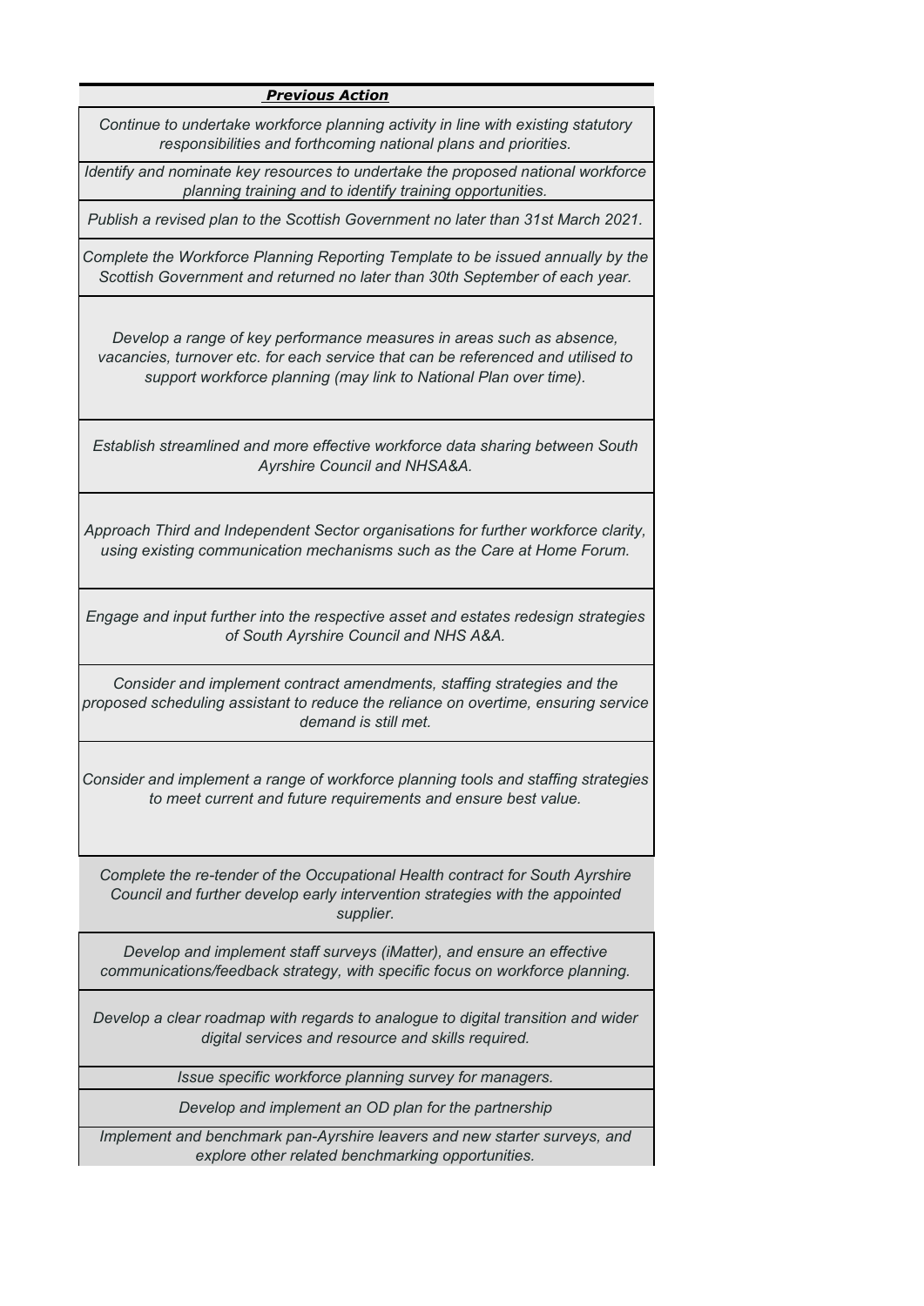| ***Previous Action*** |
|---|
| *Continue to undertake workforce planning activity in line with existing statutory responsibilities and forthcoming national plans and priorities.* |
| *Identify and nominate key resources to undertake the proposed national workforce planning training and to identify training opportunities.* |
| *Publish a revised plan to the Scottish Government no later than 31st March 2021.* |
| *Complete the Workforce Planning Reporting Template to be issued annually by the Scottish Government and returned no later than 30th September of each year.* |
| *Develop a range of key performance measures in areas such as absence, vacancies, turnover etc. for each service that can be referenced and utilised to support workforce planning (may link to National Plan over time).* |
| *Establish streamlined and more effective workforce data sharing between South Ayrshire Council and NHSA&A.* |
| *Approach Third and Independent Sector organisations for further workforce clarity, using existing communication mechanisms such as the Care at Home Forum.* |
| *Engage and input further into the respective asset and estates redesign strategies of South Ayrshire Council and NHS A&A.* |
| *Consider and implement contract amendments, staffing strategies and the proposed scheduling assistant to reduce the reliance on overtime, ensuring service demand is still met.* |
| *Consider and implement a range of workforce planning tools and staffing strategies to meet current and future requirements and ensure best value.* |
| *Complete the re-tender of the Occupational Health contract for South Ayrshire Council and further develop early intervention strategies with the appointed supplier.* |
| *Develop and implement staff surveys (iMatter), and ensure an effective communications/feedback strategy, with specific focus on workforce planning.* |
| *Develop a clear roadmap with regards to analogue to digital transition and wider digital services and resource and skills required.* |
| *Issue specific workforce planning survey for managers.* |
| *Develop and implement an OD plan for the partnership* |
| *Implement and benchmark pan-Ayrshire leavers and new starter surveys, and explore other related benchmarking opportunities.* |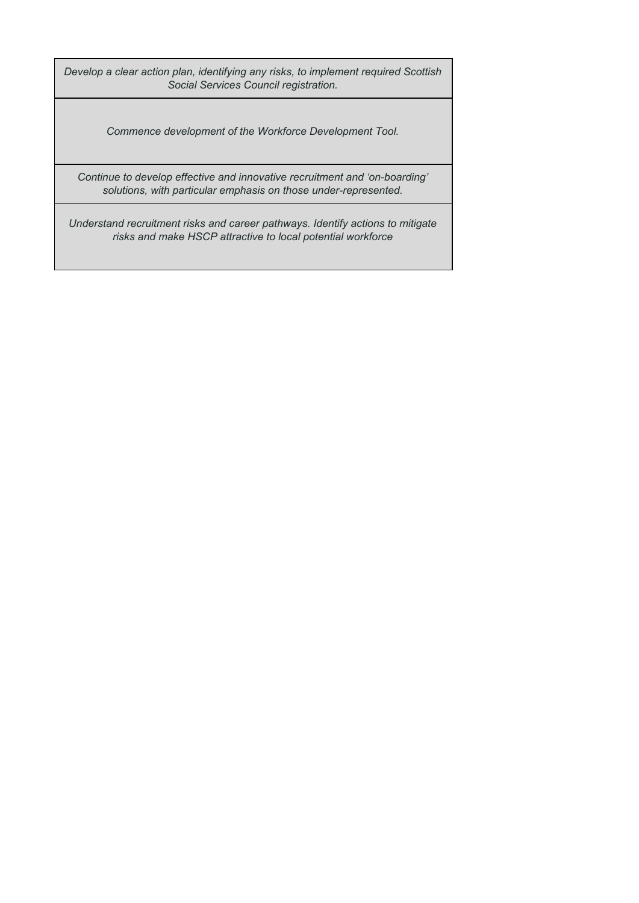| *Develop a clear action plan, identifying any risks, to implement required Scottish Social Services Council registration.* |
|---|
| *Commence development of the Workforce Development Tool.* |
| *Continue to develop effective and innovative recruitment and 'on-boarding' solutions, with particular emphasis on those under-represented.* |
| *Understand recruitment risks and career pathways. Identify actions to mitigate risks and make HSCP attractive to local potential workforce* |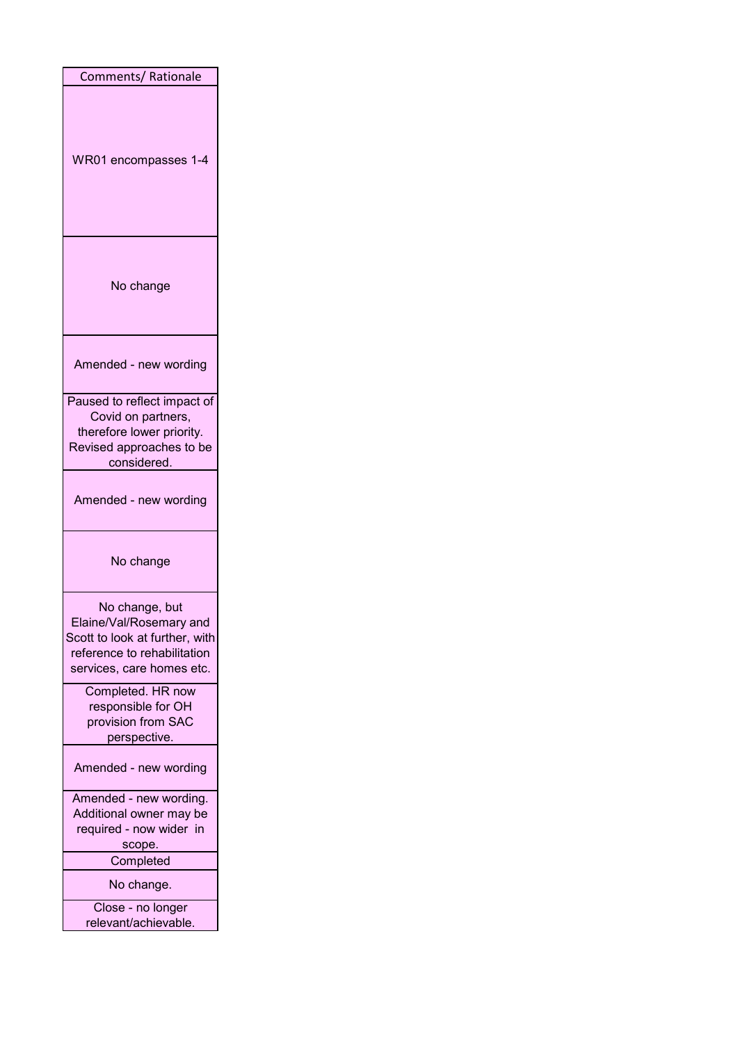| Comments/ Rationale |
| --- |
| WR01 encompasses 1-4 |
| No change |
| Amended - new wording |
| Paused to reflect impact of Covid on partners, therefore lower priority. Revised approaches to be considered. |
| Amended - new wording |
| No change |
| No change, but Elaine/Val/Rosemary and Scott to look at further, with reference to rehabilitation services, care homes etc. |
| Completed. HR now responsible for OH provision from SAC perspective. |
| Amended - new wording |
| Amended - new wording. Additional owner may be required - now wider in scope. |
| Completed |
| No change. |
| Close - no longer relevant/achievable. |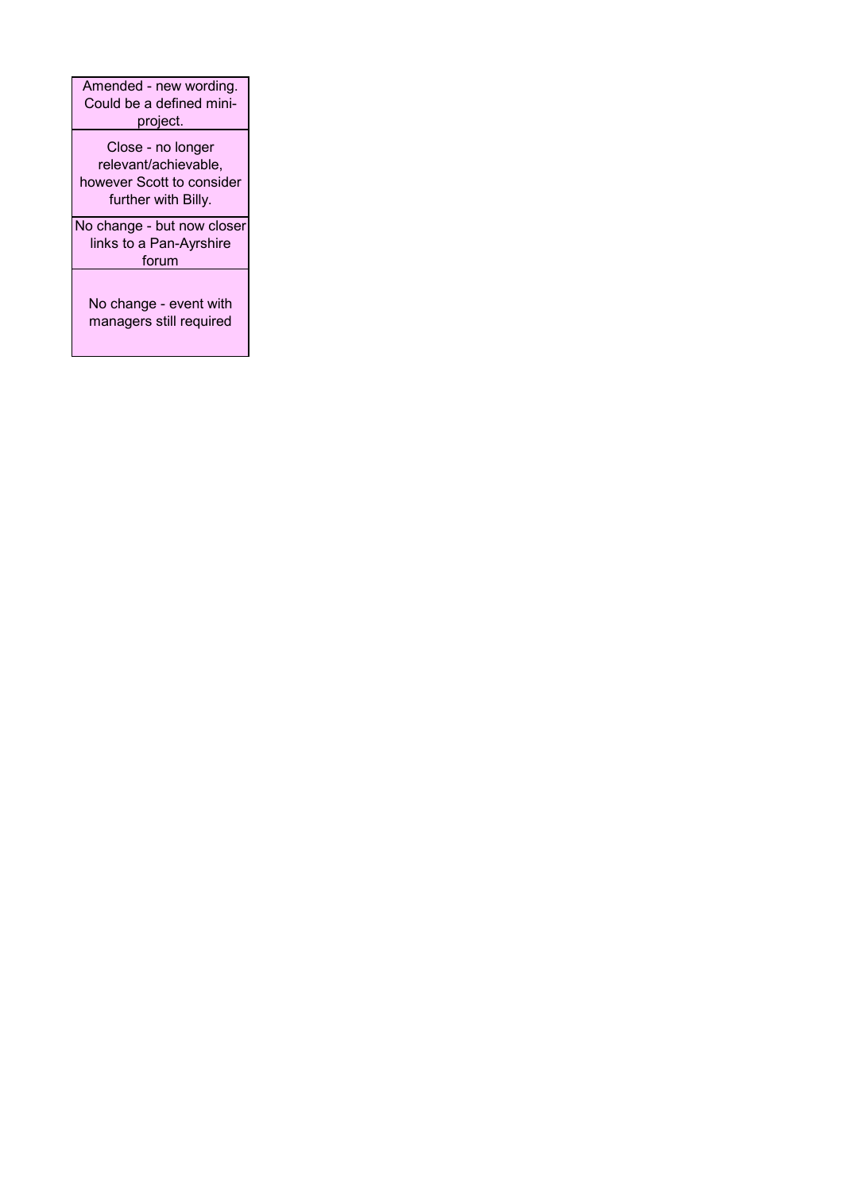| |
|---|
| Amended - new wording. Could be a defined mini-project. |
| Close - no longer relevant/achievable, however Scott to consider further with Billy. |
| No change - but now closer links to a Pan-Ayrshire forum |
| No change - event with managers still required |